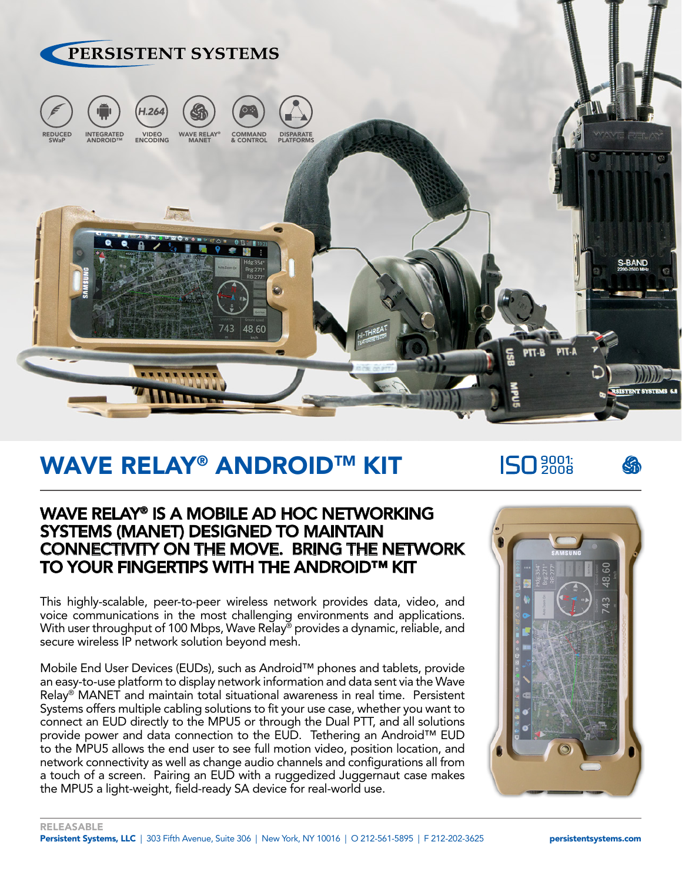PERSISTENT SYSTEMS

REDUCED SWaP | INTEGRATED ANDROID™ | VIDEO ENCODING | WAVE RELAY® MANET | COMMAND & CONTROL | DISPARATE PLATFORMS

# WAVE RELAY® ANDROID™ KIT

ISO 9001: 2008

## WAVE RELAY® IS A MOBILE AD HOC NETWORKING SYSTEMS (MANET) DESIGNED TO MAINTAIN CONNECTIVITY ON THE MOVE. BRING THE NETWORK TO YOUR FINGERTIPS WITH THE ANDROID™ KIT

This highly-scalable, peer-to-peer wireless network provides data, video, and voice communications in the most challenging environments and applications. With user throughput of 100 Mbps, Wave Relay® provides a dynamic, reliable, and secure wireless IP network solution beyond mesh.

Mobile End User Devices (EUDs), such as Android™ phones and tablets, provide an easy-to-use platform to display network information and data sent via the Wave Relay® MANET and maintain total situational awareness in real time. Persistent Systems offers multiple cabling solutions to fit your use case, whether you want to connect an EUD directly to the MPU5 or through the Dual PTT, and all solutions provide power and data connection to the EUD. Tethering an Android™ EUD to the MPU5 allows the end user to see full motion video, position location, and network connectivity as well as change audio channels and configurations all from a touch of a screen. Pairing an EUD with a ruggedized Juggernaut case makes the MPU5 a light-weight, field-ready SA device for real-world use.

RELEASABLE

**Persistent Systems, LLC** | 303 Fifth Avenue, Suite 306 | New York, NY 10016 | O 212-561-5895 | F 212-202-3625 **persistentsystems.com**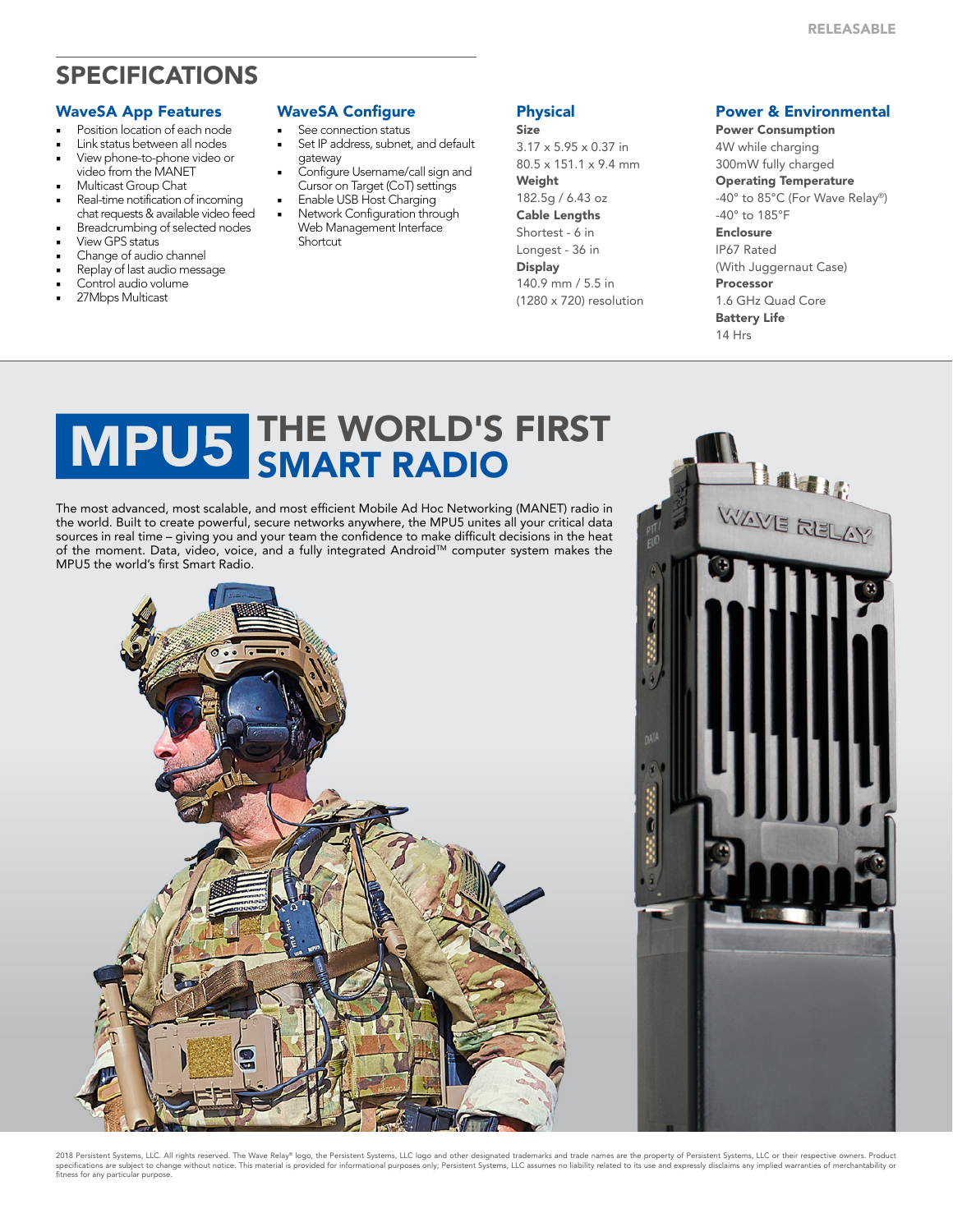RELEASABLE

# SPECIFICATIONS

### WaveSA App Features

- Position location of each node
- Link status between all nodes
- View phone-to-phone video or video from the MANET
- Multicast Group Chat
- Real-time notification of incoming chat requests & available video feed
- Breadcrumbing of selected nodes
- View GPS status
- Change of audio channel
- Replay of last audio message
- Control audio volume
- 27Mbps Multicast

### WaveSA Configure

- See connection status
- Set IP address, subnet, and default gateway
- Configure Username/call sign and Cursor on Target (CoT) settings
- Enable USB Host Charging
- Network Configuration through Web Management Interface Shortcut

### Physical

**Size**
3.17 x 5.95 x 0.37 in
80.5 x 151.1 x 9.4 mm

**Weight**
182.5g / 6.43 oz

**Cable Lengths**
Shortest - 6 in
Longest - 36 in

**Display**
140.9 mm / 5.5 in
(1280 x 720) resolution

### Power & Environmental

**Power Consumption**
4W while charging
300mW fully charged

**Operating Temperature**
-40° to 85°C (For Wave Relay®)
-40° to 185°F

**Enclosure**
IP67 Rated
(With Juggernaut Case)

**Processor**
1.6 GHz Quad Core

**Battery Life**
14 Hrs

# MPU5 THE WORLD'S FIRST SMART RADIO

The most advanced, most scalable, and most efficient Mobile Ad Hoc Networking (MANET) radio in the world. Built to create powerful, secure networks anywhere, the MPU5 unites all your critical data sources in real time – giving you and your team the confidence to make difficult decisions in the heat of the moment. Data, video, voice, and a fully integrated Android™ computer system makes the MPU5 the world's first Smart Radio.

2018 Persistent Systems, LLC. All rights reserved. The Wave Relay® logo, the Persistent Systems, LLC logo and other designated trademarks and trade names are the property of Persistent Systems, LLC or their respective owners. Product specifications are subject to change without notice. This material is provided for informational purposes only; Persistent Systems, LLC assumes no liability related to its use and expressly disclaims any implied warranties of merchantability or fitness for any particular purpose.